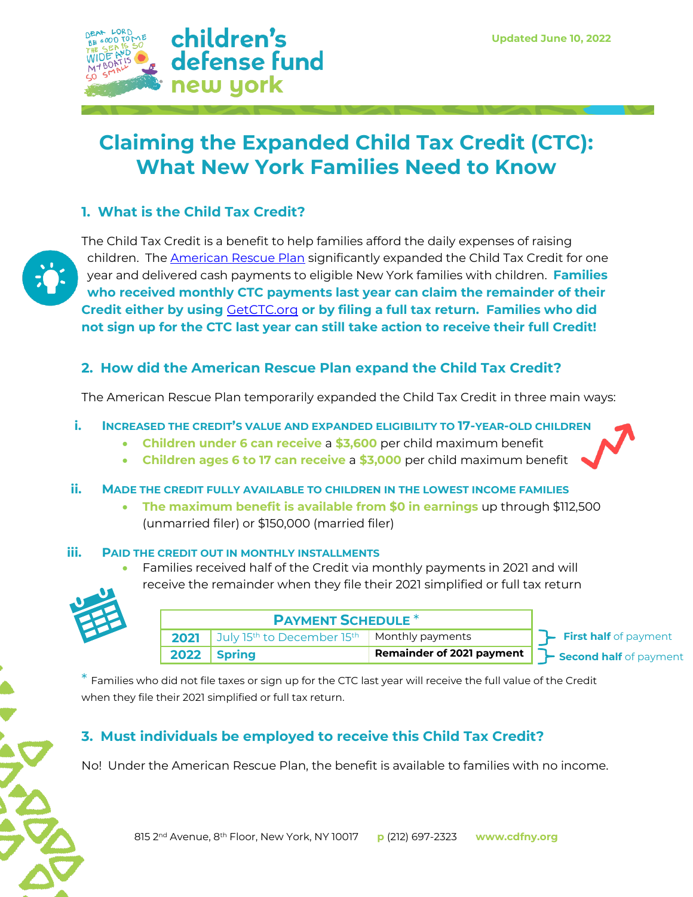children's defense fund new york

Updated June 10, 2022

# Claiming the Expanded Child Tax Credit (CTC): What New York Families Need to Know

## 1. What is the Child Tax Credit?

The Child Tax Credit is a benefit to help families afford the daily expenses of raising children. The American Rescue Plan significantly expanded the Child Tax Credit for one year and delivered cash payments to eligible New York families with children. **Families who received monthly CTC payments last year can claim the remainder of their Credit either by using GetCTC.org or by filing a full tax return. Families who did not sign up for the CTC last year can still take action to receive their full Credit!**

## 2. How did the American Rescue Plan expand the Child Tax Credit?

The American Rescue Plan temporarily expanded the Child Tax Credit in three main ways:

i. **INCREASED THE CREDIT'S VALUE AND EXPANDED ELIGIBILITY TO 17-YEAR-OLD CHILDREN**
   - **Children under 6 can receive** a **$3,600** per child maximum benefit
   - **Children ages 6 to 17 can receive** a **$3,000** per child maximum benefit

ii. **MADE THE CREDIT FULLY AVAILABLE TO CHILDREN IN THE LOWEST INCOME FAMILIES**
   - **The maximum benefit is available from $0 in earnings** up through $112,500 (unmarried filer) or $150,000 (married filer)

iii. **PAID THE CREDIT OUT IN MONTHLY INSTALLMENTS**
   - Families received half of the Credit via monthly payments in 2021 and will receive the remainder when they file their 2021 simplified or full tax return

| PAYMENT SCHEDULE * | | | |
|---|---|---|---|
| **2021** | July 15th to December 15th | Monthly payments | **First half** of payment |
| **2022** | **Spring** | **Remainder of 2021 payment** | **Second half** of payment |

* Families who did not file taxes or sign up for the CTC last year will receive the full value of the Credit when they file their 2021 simplified or full tax return.

## 3. Must individuals be employed to receive this Child Tax Credit?

No! Under the American Rescue Plan, the benefit is available to families with no income.

815 2nd Avenue, 8th Floor, New York, NY 10017 **p** (212) 697-2323 **www.cdfny.org**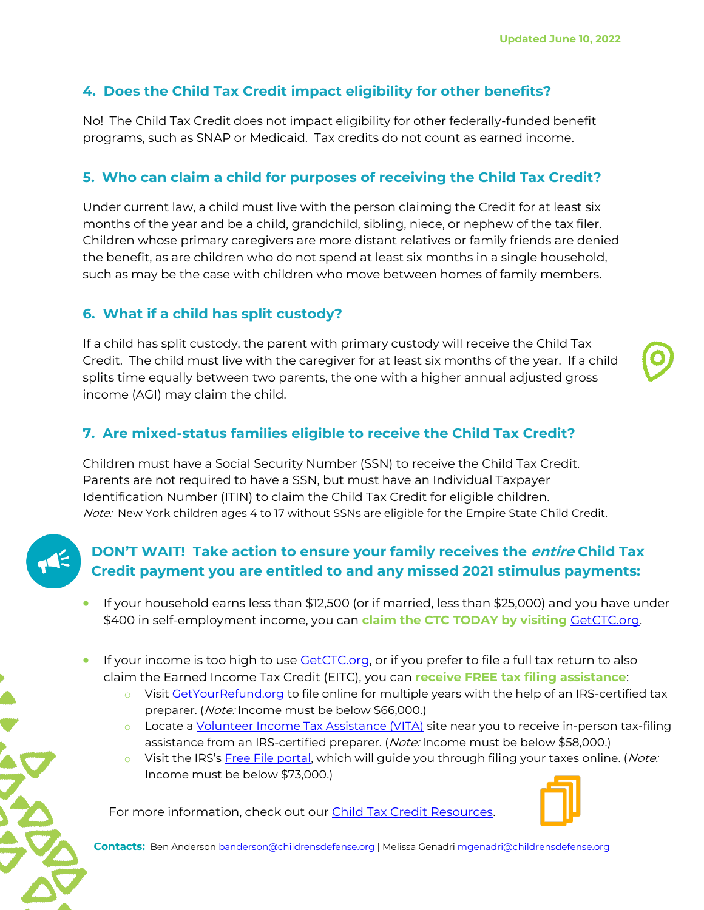## 4. Does the Child Tax Credit impact eligibility for other benefits?

No! The Child Tax Credit does not impact eligibility for other federally-funded benefit programs, such as SNAP or Medicaid. Tax credits do not count as earned income.

## 5. Who can claim a child for purposes of receiving the Child Tax Credit?

Under current law, a child must live with the person claiming the Credit for at least six months of the year and be a child, grandchild, sibling, niece, or nephew of the tax filer. Children whose primary caregivers are more distant relatives or family friends are denied the benefit, as are children who do not spend at least six months in a single household, such as may be the case with children who move between homes of family members.

## 6. What if a child has split custody?

If a child has split custody, the parent with primary custody will receive the Child Tax Credit. The child must live with the caregiver for at least six months of the year. If a child splits time equally between two parents, the one with a higher annual adjusted gross income (AGI) may claim the child.

## 7. Are mixed-status families eligible to receive the Child Tax Credit?

Children must have a Social Security Number (SSN) to receive the Child Tax Credit. Parents are not required to have a SSN, but must have an Individual Taxpayer Identification Number (ITIN) to claim the Child Tax Credit for eligible children.
*Note:* New York children ages 4 to 17 without SSNs are eligible for the Empire State Child Credit.

## DON'T WAIT! Take action to ensure your family receives the *entire* Child Tax Credit payment you are entitled to and any missed 2021 stimulus payments:

- If your household earns less than $12,500 (or if married, less than $25,000) and you have under $400 in self-employment income, you can **claim the CTC TODAY by visiting** GetCTC.org.

- If your income is too high to use GetCTC.org, or if you prefer to file a full tax return to also claim the Earned Income Tax Credit (EITC), you can **receive FREE tax filing assistance**:
  - Visit GetYourRefund.org to file online for multiple years with the help of an IRS-certified tax preparer. (*Note:* Income must be below $66,000.)
  - Locate a Volunteer Income Tax Assistance (VITA) site near you to receive in-person tax-filing assistance from an IRS-certified preparer. (*Note:* Income must be below $58,000.)
  - Visit the IRS's Free File portal, which will guide you through filing your taxes online. (*Note:* Income must be below $73,000.)

For more information, check out our Child Tax Credit Resources.

**Contacts:** Ben Anderson banderson@childrensdefense.org | Melissa Genadri mgenadri@childrensdefense.org